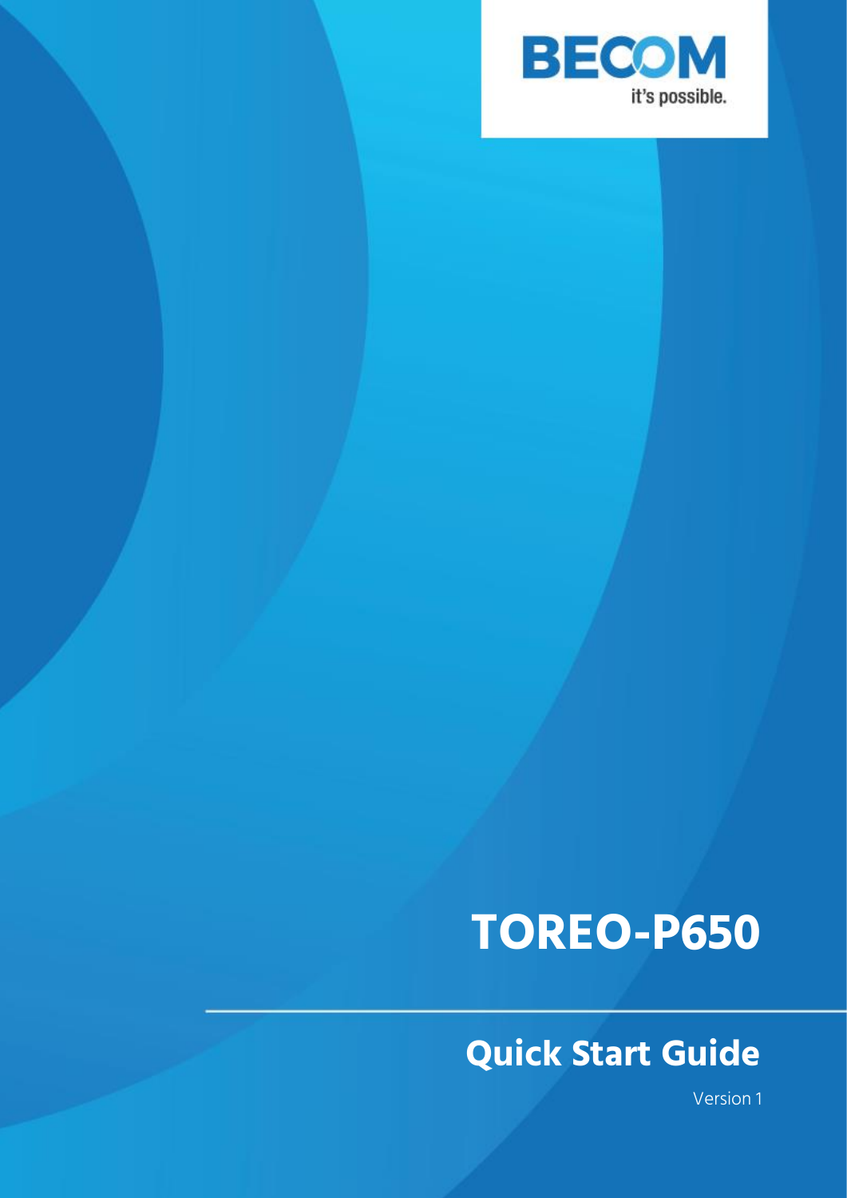BECOM

it's possible.

# TOREO-P650

## Quick Start Guide

Version 1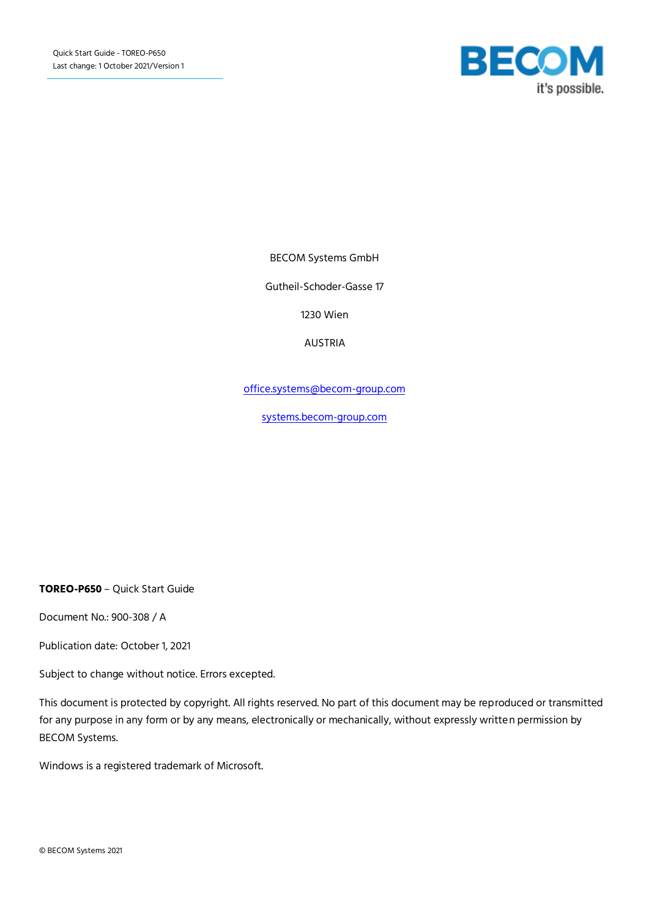BECOM Systems GmbH

Gutheil-Schoder-Gasse 17

1230 Wien

AUSTRIA

[office.systems@becom-group.com](mailto:office.systems@becom-group.com)

[systems.becom-group.com](https://systems.becom-group.com)

**TOREO-P650** – Quick Start Guide

Document No.: 900-308 / A

Publication date: October 1, 2021

Subject to change without notice. Errors excepted.

This document is protected by copyright. All rights reserved. No part of this document may be reproduced or transmitted for any purpose in any form or by any means, electronically or mechanically, without expressly written permission by BECOM Systems.

Windows is a registered trademark of Microsoft.

© BECOM Systems 2021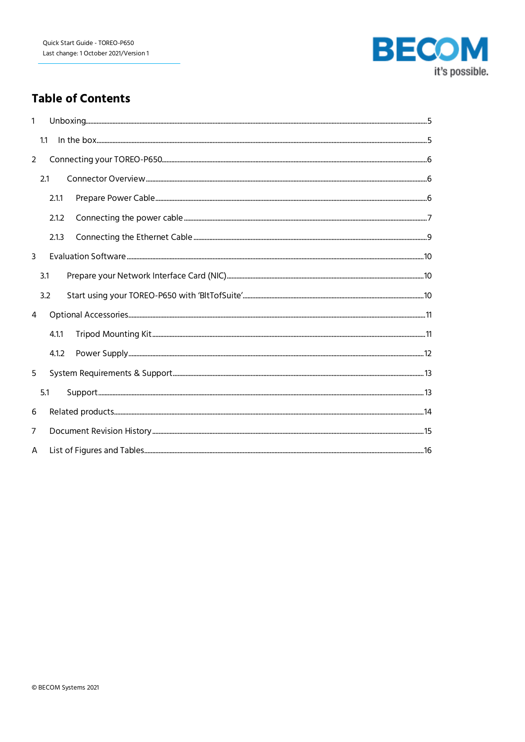# Table of Contents

1 Unboxing ..... 5
  1.1 In the box ..... 5
2 Connecting your TOREO-P650 ..... 6
  2.1 Connector Overview ..... 6
    2.1.1 Prepare Power Cable ..... 6
    2.1.2 Connecting the power cable ..... 7
    2.1.3 Connecting the Ethernet Cable ..... 9
3 Evaluation Software ..... 10
  3.1 Prepare your Network Interface Card (NIC) ..... 10
  3.2 Start using your TOREO-P650 with 'BltTofSuite' ..... 10
4 Optional Accessories ..... 11
    4.1.1 Tripod Mounting Kit ..... 11
    4.1.2 Power Supply ..... 12
5 System Requirements & Support ..... 13
  5.1 Support ..... 13
6 Related products ..... 14
7 Document Revision History ..... 15
A List of Figures and Tables ..... 16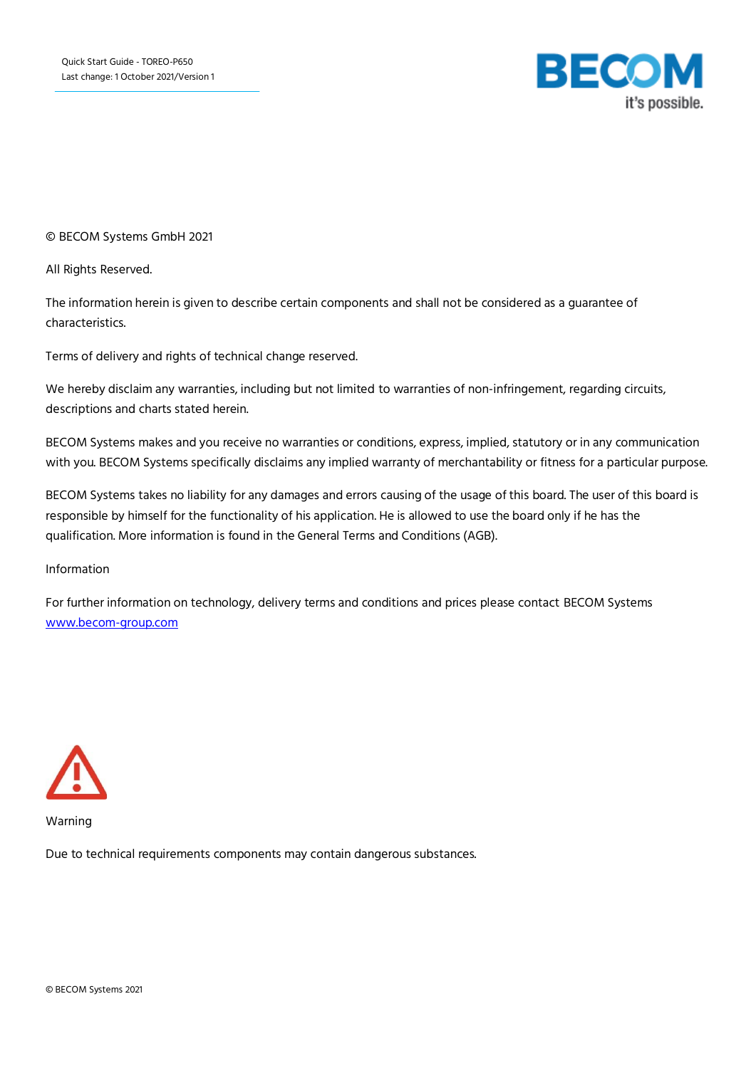© BECOM Systems GmbH 2021

All Rights Reserved.

The information herein is given to describe certain components and shall not be considered as a guarantee of characteristics.

Terms of delivery and rights of technical change reserved.

We hereby disclaim any warranties, including but not limited to warranties of non-infringement, regarding circuits, descriptions and charts stated herein.

BECOM Systems makes and you receive no warranties or conditions, express, implied, statutory or in any communication with you. BECOM Systems specifically disclaims any implied warranty of merchantability or fitness for a particular purpose.

BECOM Systems takes no liability for any damages and errors causing of the usage of this board. The user of this board is responsible by himself for the functionality of his application. He is allowed to use the board only if he has the qualification. More information is found in the General Terms and Conditions (AGB).

Information

For further information on technology, delivery terms and conditions and prices please contact BECOM Systems [www.becom-group.com](http://www.becom-group.com)

Warning

Due to technical requirements components may contain dangerous substances.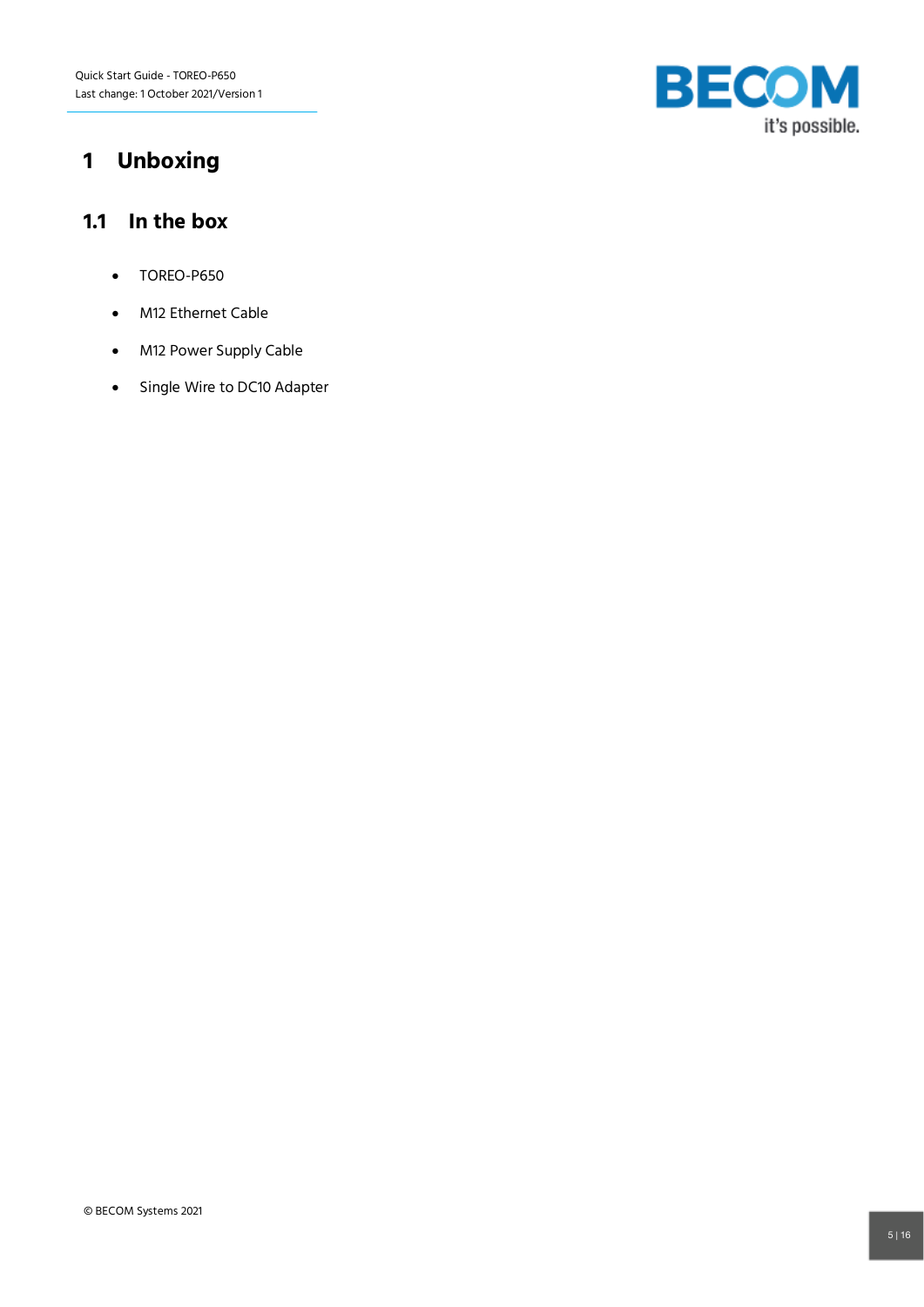# 1 Unboxing

## 1.1 In the box

- TOREO-P650
- M12 Ethernet Cable
- M12 Power Supply Cable
- Single Wire to DC10 Adapter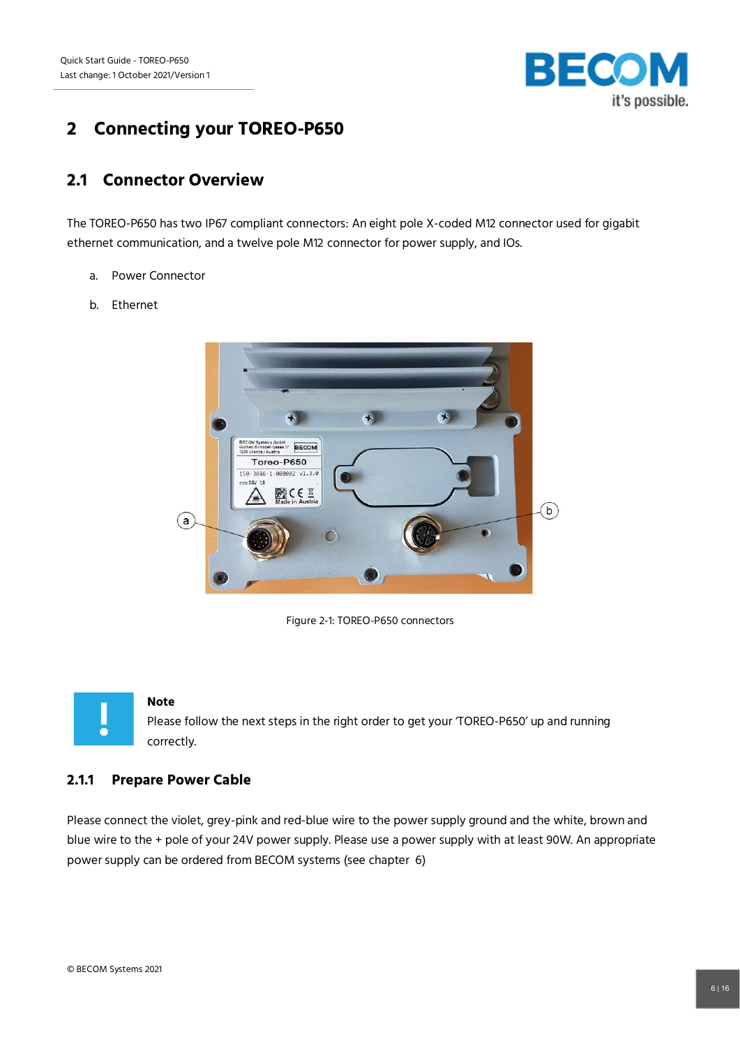# 2 Connecting your TOREO-P650

## 2.1 Connector Overview

The TOREO-P650 has two IP67 compliant connectors: An eight pole X-coded M12 connector used for gigabit ethernet communication, and a twelve pole M12 connector for power supply, and IOs.

a. Power Connector

b. Ethernet

Figure 2-1: TOREO-P650 connectors

**Note**
Please follow the next steps in the right order to get your 'TOREO-P650' up and running correctly.

### 2.1.1 Prepare Power Cable

Please connect the violet, grey-pink and red-blue wire to the power supply ground and the white, brown and blue wire to the + pole of your 24V power supply. Please use a power supply with at least 90W. An appropriate power supply can be ordered from BECOM systems (see chapter 6)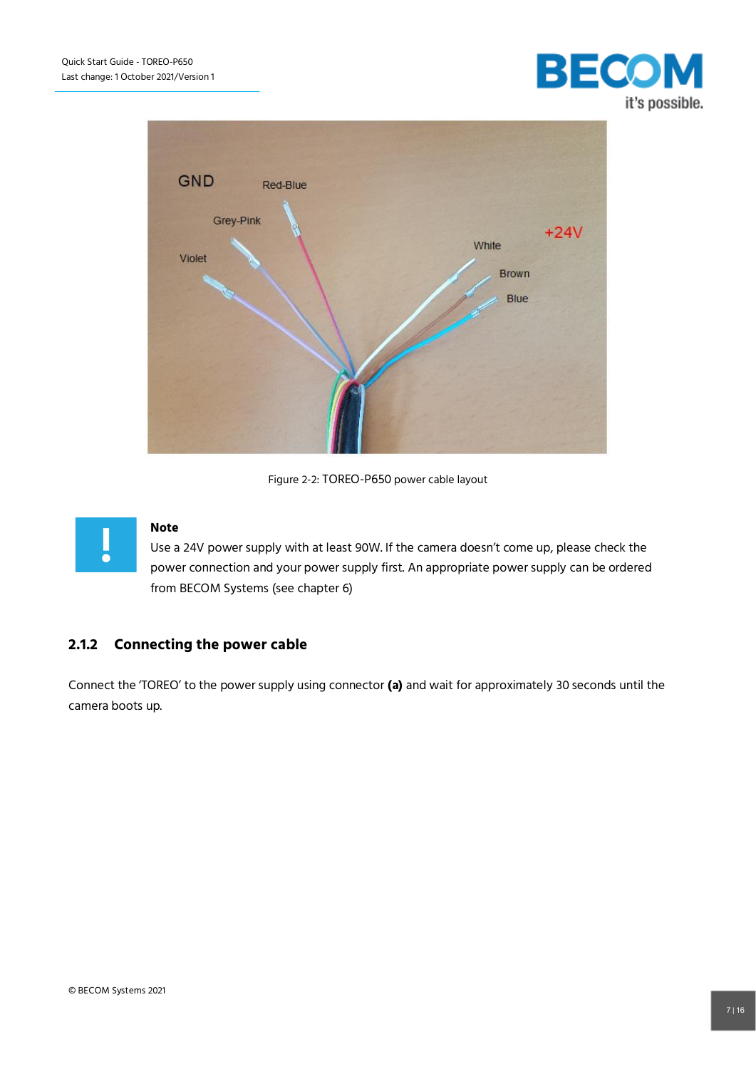Figure 2-2: TOREO-P650 power cable layout

**Note**

Use a 24V power supply with at least 90W. If the camera doesn't come up, please check the power connection and your power supply first. An appropriate power supply can be ordered from BECOM Systems (see chapter 6)

### 2.1.2 Connecting the power cable

Connect the 'TOREO' to the power supply using connector **(a)** and wait for approximately 30 seconds until the camera boots up.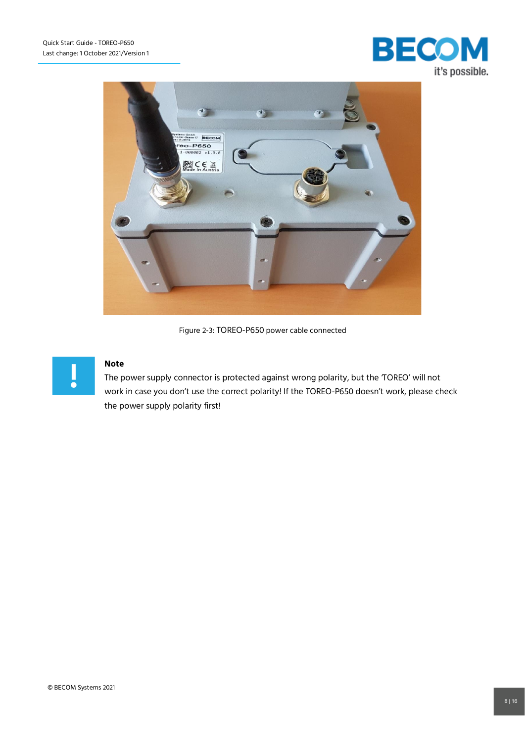Figure 2-3: TOREO-P650 power cable connected

**Note**

The power supply connector is protected against wrong polarity, but the 'TOREO' will not work in case you don't use the correct polarity! If the TOREO-P650 doesn't work, please check the power supply polarity first!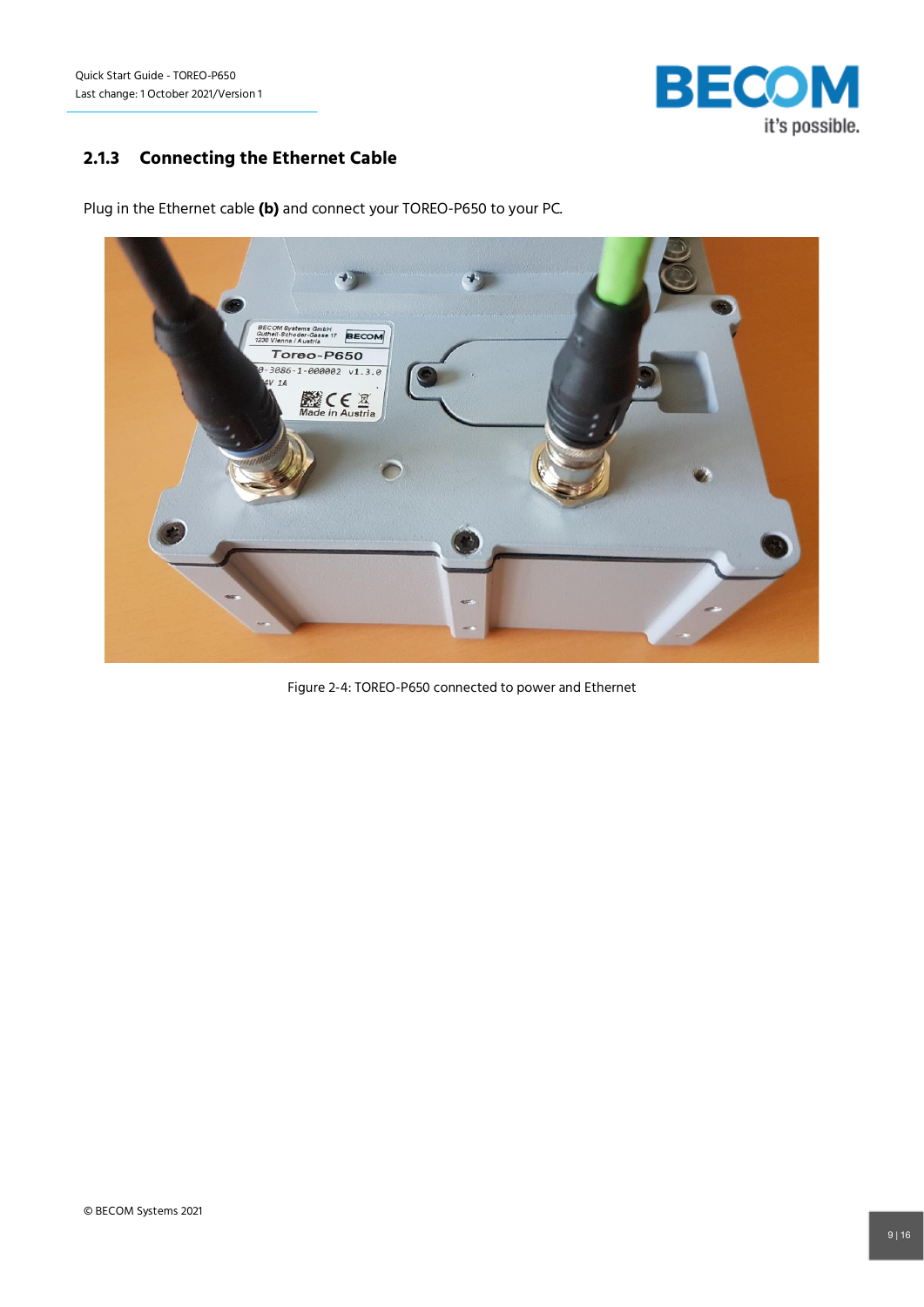### 2.1.3 Connecting the Ethernet Cable

Plug in the Ethernet cable **(b)** and connect your TOREO-P650 to your PC.

Figure 2-4: TOREO-P650 connected to power and Ethernet

© BECOM Systems 2021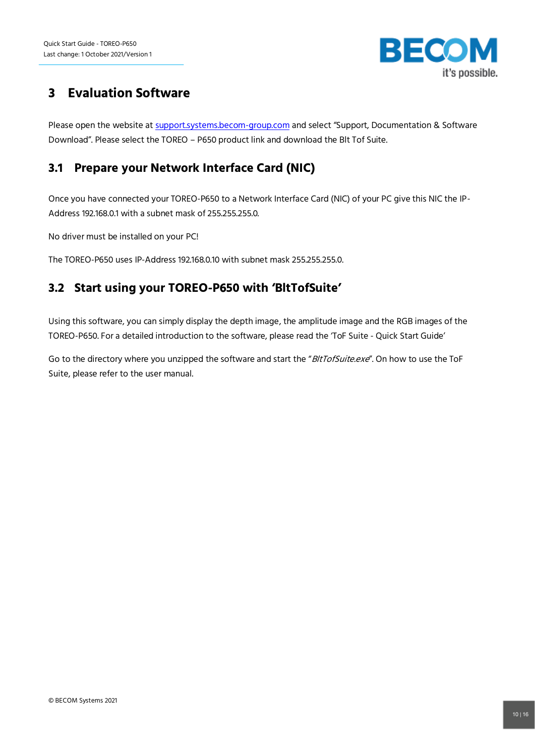# 3 Evaluation Software

Please open the website at [support.systems.becom-group.com](support.systems.becom-group.com) and select "Support, Documentation & Software Download". Please select the TOREO – P650 product link and download the Blt Tof Suite.

## 3.1 Prepare your Network Interface Card (NIC)

Once you have connected your TOREO-P650 to a Network Interface Card (NIC) of your PC give this NIC the IP-Address 192.168.0.1 with a subnet mask of 255.255.255.0.

No driver must be installed on your PC!

The TOREO-P650 uses IP-Address 192.168.0.10 with subnet mask 255.255.255.0.

## 3.2 Start using your TOREO-P650 with 'BltTofSuite'

Using this software, you can simply display the depth image, the amplitude image and the RGB images of the TOREO-P650. For a detailed introduction to the software, please read the 'ToF Suite - Quick Start Guide'

Go to the directory where you unzipped the software and start the "*BltTofSuite.exe*". On how to use the ToF Suite, please refer to the user manual.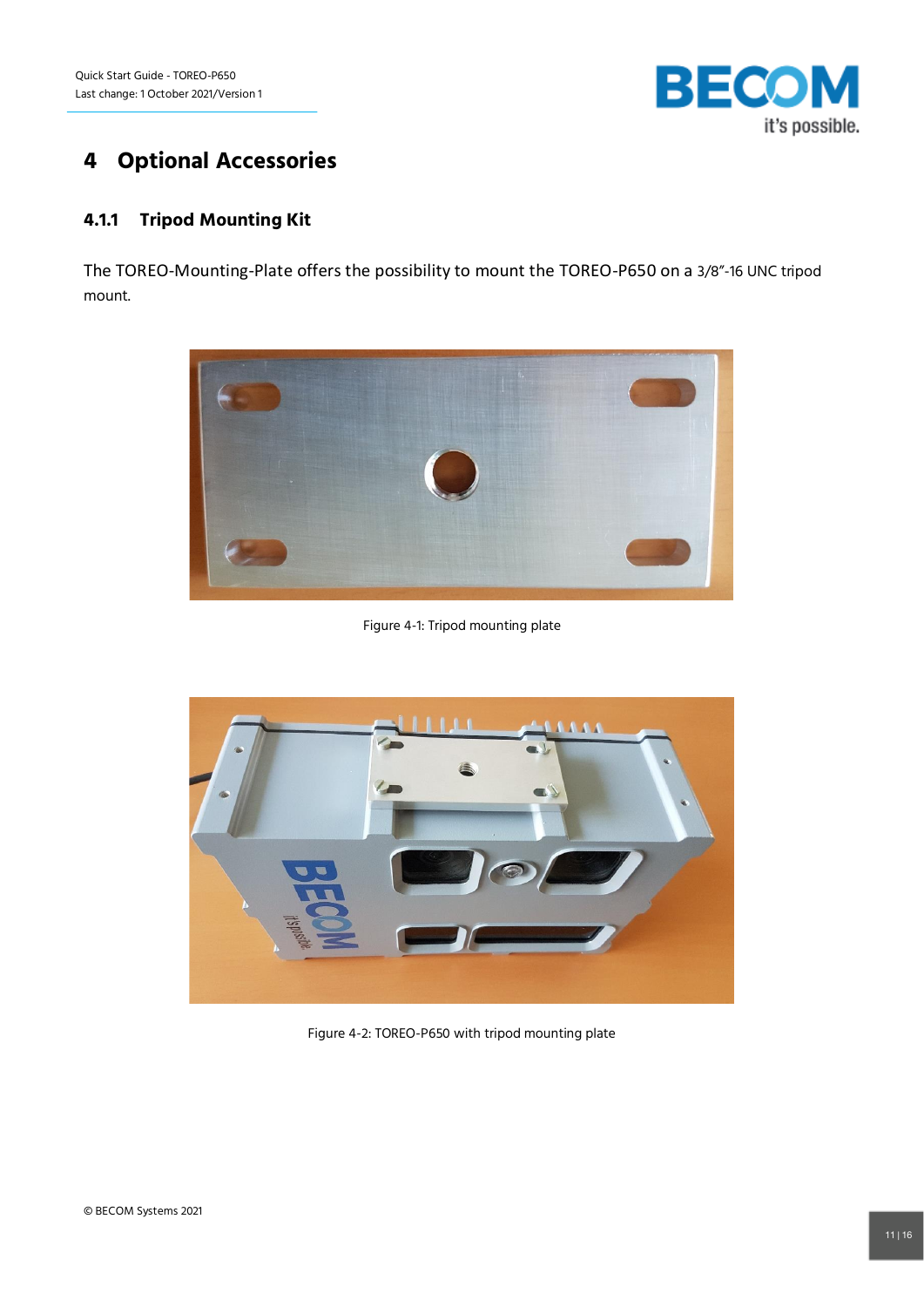# 4 Optional Accessories

### 4.1.1 Tripod Mounting Kit

The TOREO-Mounting-Plate offers the possibility to mount the TOREO-P650 on a 3/8"-16 UNC tripod mount.

Figure 4-1: Tripod mounting plate

Figure 4-2: TOREO-P650 with tripod mounting plate

© BECOM Systems 2021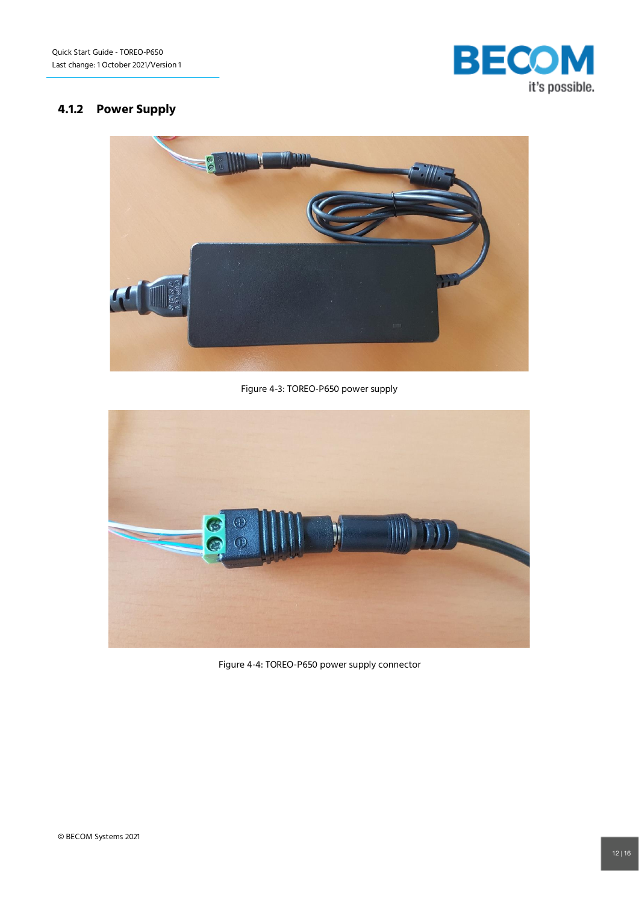### 4.1.2 Power Supply

Figure 4-3: TOREO-P650 power supply

Figure 4-4: TOREO-P650 power supply connector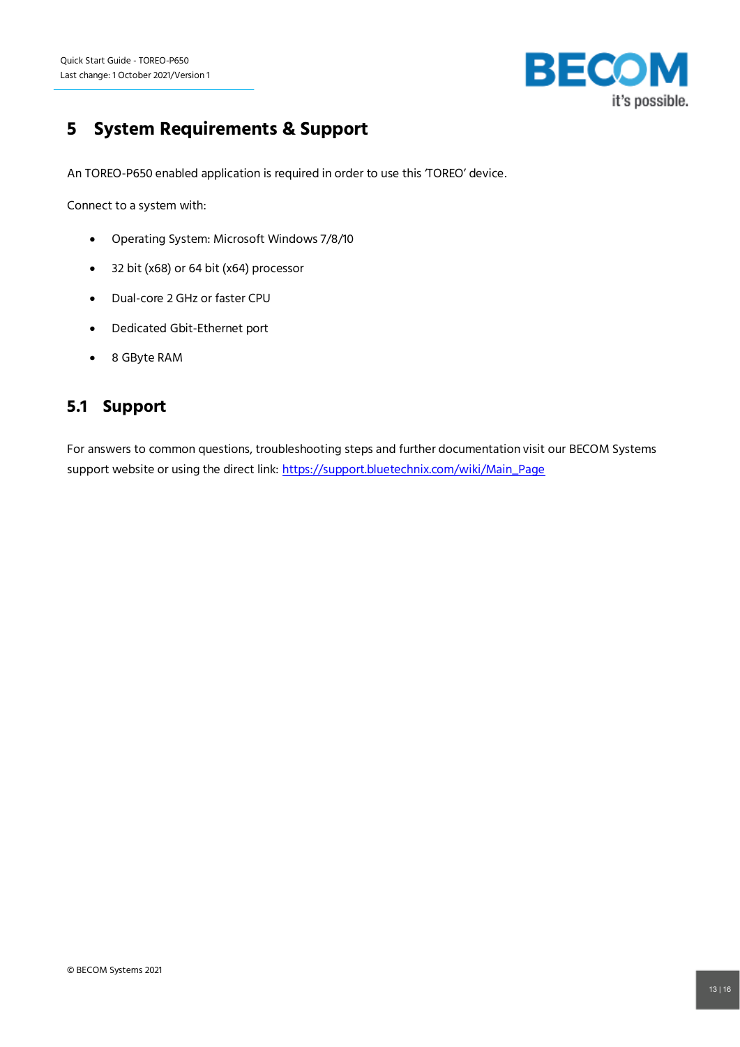# 5 System Requirements & Support

An TOREO-P650 enabled application is required in order to use this 'TOREO' device.

Connect to a system with:

- Operating System: Microsoft Windows 7/8/10
- 32 bit (x68) or 64 bit (x64) processor
- Dual-core 2 GHz or faster CPU
- Dedicated Gbit-Ethernet port
- 8 GByte RAM

## 5.1 Support

For answers to common questions, troubleshooting steps and further documentation visit our BECOM Systems support website or using the direct link: [https://support.bluetechnix.com/wiki/Main_Page](https://support.bluetechnix.com/wiki/Main_Page)

© BECOM Systems 2021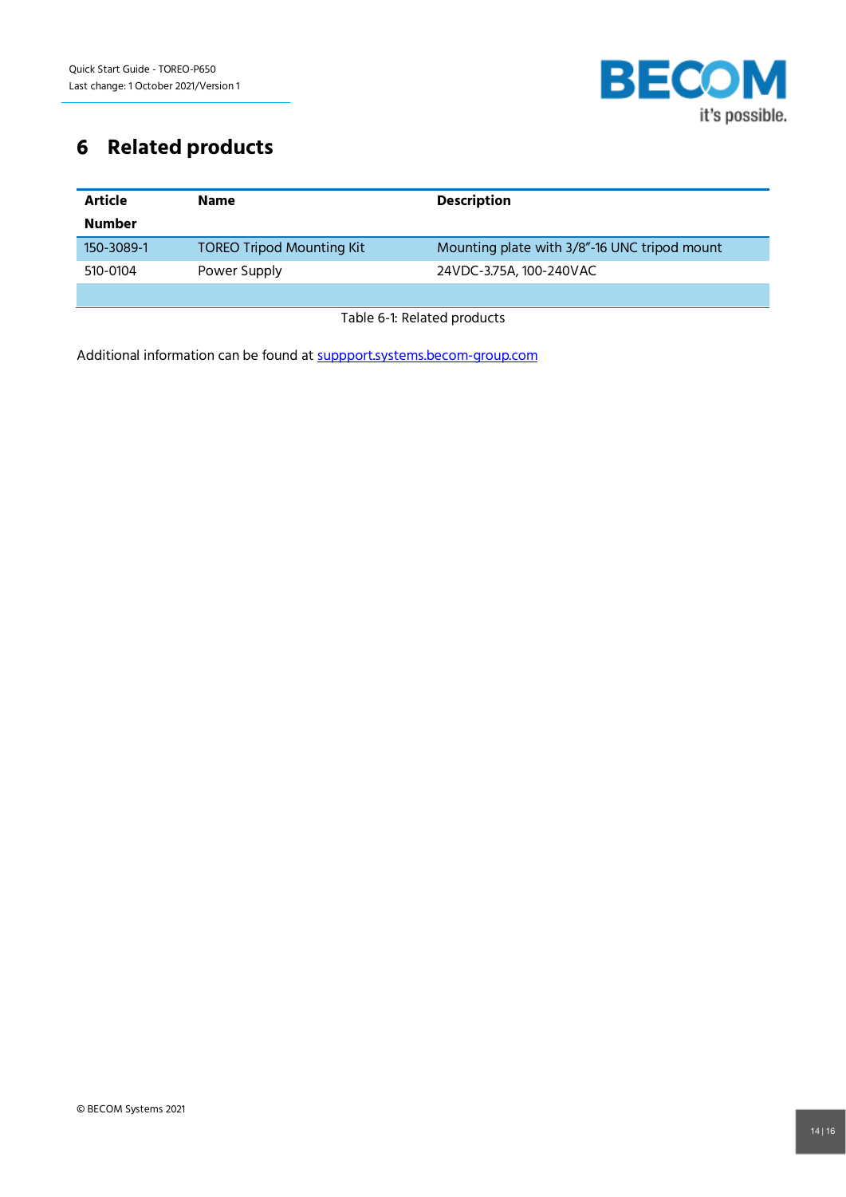# 6 Related products

| Article Number | Name | Description |
|---|---|---|
| 150-3089-1 | TOREO Tripod Mounting Kit | Mounting plate with 3/8"-16 UNC tripod mount |
| 510-0104 | Power Supply | 24VDC-3.75A, 100-240VAC |
| | | |

Table 6-1: Related products

Additional information can be found at suppport.systems.becom-group.com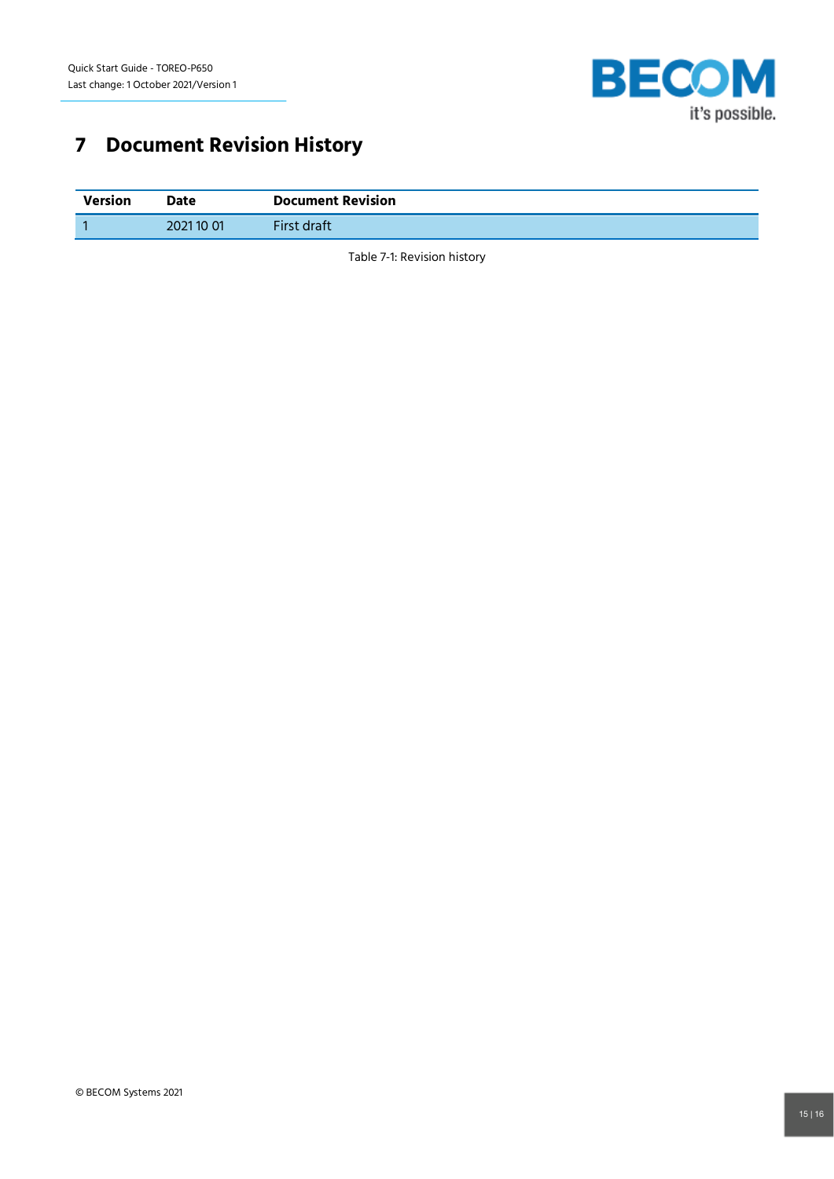# 7 Document Revision History

| Version | Date | Document Revision |
| --- | --- | --- |
| 1 | 2021 10 01 | First draft |

Table 7-1: Revision history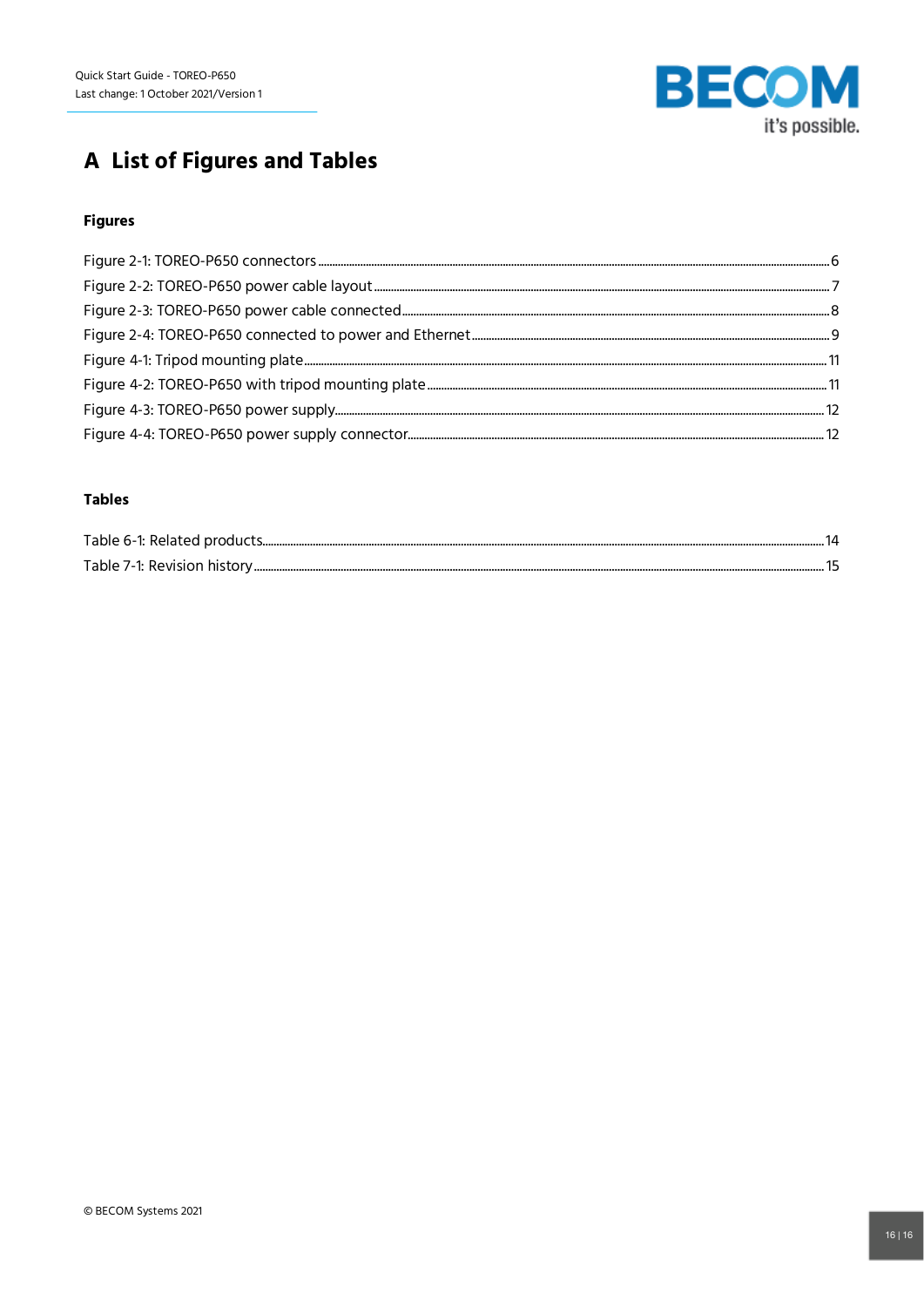# A List of Figures and Tables

### Figures

Figure 2-1: TOREO-P650 connectors ........ 6
Figure 2-2: TOREO-P650 power cable layout ........ 7
Figure 2-3: TOREO-P650 power cable connected ........ 8
Figure 2-4: TOREO-P650 connected to power and Ethernet ........ 9
Figure 4-1: Tripod mounting plate ........ 11
Figure 4-2: TOREO-P650 with tripod mounting plate ........ 11
Figure 4-3: TOREO-P650 power supply ........ 12
Figure 4-4: TOREO-P650 power supply connector ........ 12

### Tables

Table 6-1: Related products ........ 14
Table 7-1: Revision history ........ 15

© BECOM Systems 2021